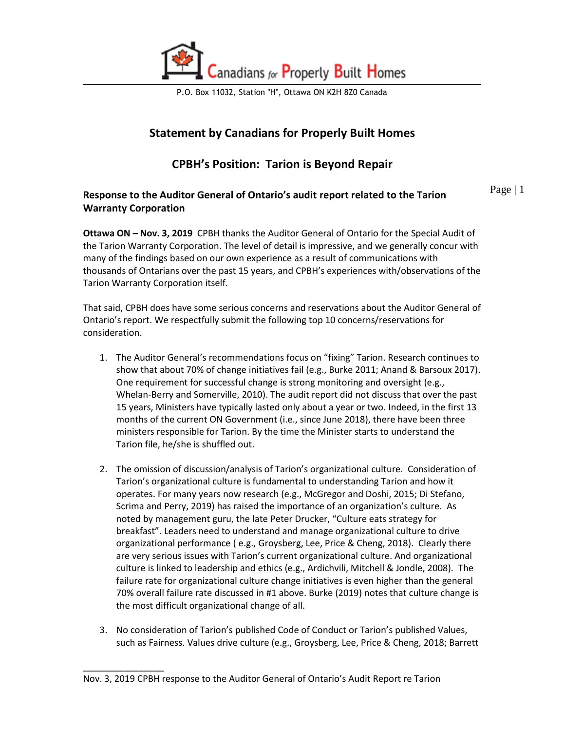Canadians for Properly Built Homes

P.O. Box 11032, Station "H", Ottawa ON K2H 8Z0 Canada

## Statement by Canadians for Properly Built Homes

## CPBH's Position: Tarion is Beyond Repair

### Response to the Auditor General of Ontario's audit report related to the Tarion Warranty Corporation

**Ottawa ON – Nov. 3, 2019** CPBH thanks the Auditor General of Ontario for the Special Audit of the Tarion Warranty Corporation. The level of detail is impressive, and we generally concur with many of the findings based on our own experience as a result of communications with thousands of Ontarians over the past 15 years, and CPBH's experiences with/observations of the Tarion Warranty Corporation itself.

That said, CPBH does have some serious concerns and reservations about the Auditor General of Ontario's report. We respectfully submit the following top 10 concerns/reservations for consideration.

1. The Auditor General's recommendations focus on "fixing" Tarion. Research continues to show that about 70% of change initiatives fail (e.g., Burke 2011; Anand & Barsoux 2017). One requirement for successful change is strong monitoring and oversight (e.g., Whelan-Berry and Somerville, 2010). The audit report did not discuss that over the past 15 years, Ministers have typically lasted only about a year or two. Indeed, in the first 13 months of the current ON Government (i.e., since June 2018), there have been three ministers responsible for Tarion. By the time the Minister starts to understand the Tarion file, he/she is shuffled out.

2. The omission of discussion/analysis of Tarion's organizational culture. Consideration of Tarion's organizational culture is fundamental to understanding Tarion and how it operates. For many years now research (e.g., McGregor and Doshi, 2015; Di Stefano, Scrima and Perry, 2019) has raised the importance of an organization's culture. As noted by management guru, the late Peter Drucker, "Culture eats strategy for breakfast". Leaders need to understand and manage organizational culture to drive organizational performance ( e.g., Groysberg, Lee, Price & Cheng, 2018). Clearly there are very serious issues with Tarion's current organizational culture. And organizational culture is linked to leadership and ethics (e.g., Ardichvili, Mitchell & Jondle, 2008). The failure rate for organizational culture change initiatives is even higher than the general 70% overall failure rate discussed in #1 above. Burke (2019) notes that culture change is the most difficult organizational change of all.

3. No consideration of Tarion's published Code of Conduct or Tarion's published Values, such as Fairness. Values drive culture (e.g., Groysberg, Lee, Price & Cheng, 2018; Barrett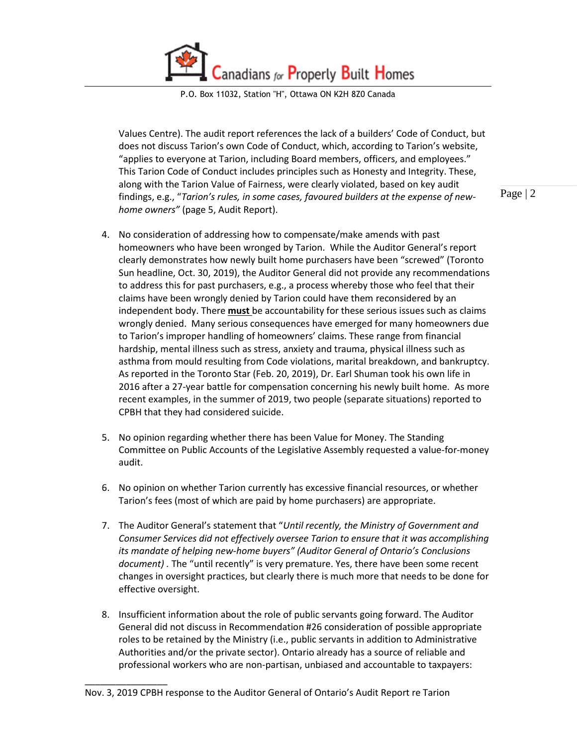Values Centre). The audit report references the lack of a builders' Code of Conduct, but does not discuss Tarion's own Code of Conduct, which, according to Tarion's website, "applies to everyone at Tarion, including Board members, officers, and employees." This Tarion Code of Conduct includes principles such as Honesty and Integrity. These, along with the Tarion Value of Fairness, were clearly violated, based on key audit findings, e.g., "*Tarion's rules, in some cases, favoured builders at the expense of new-home owners"* (page 5, Audit Report).

4. No consideration of addressing how to compensate/make amends with past homeowners who have been wronged by Tarion. While the Auditor General's report clearly demonstrates how newly built home purchasers have been "screwed" (Toronto Sun headline, Oct. 30, 2019), the Auditor General did not provide any recommendations to address this for past purchasers, e.g., a process whereby those who feel that their claims have been wrongly denied by Tarion could have them reconsidered by an independent body. There <u>**must**</u> be accountability for these serious issues such as claims wrongly denied. Many serious consequences have emerged for many homeowners due to Tarion's improper handling of homeowners' claims. These range from financial hardship, mental illness such as stress, anxiety and trauma, physical illness such as asthma from mould resulting from Code violations, marital breakdown, and bankruptcy. As reported in the Toronto Star (Feb. 20, 2019), Dr. Earl Shuman took his own life in 2016 after a 27-year battle for compensation concerning his newly built home. As more recent examples, in the summer of 2019, two people (separate situations) reported to CPBH that they had considered suicide.

5. No opinion regarding whether there has been Value for Money. The Standing Committee on Public Accounts of the Legislative Assembly requested a value-for-money audit.

6. No opinion on whether Tarion currently has excessive financial resources, or whether Tarion's fees (most of which are paid by home purchasers) are appropriate.

7. The Auditor General's statement that "*Until recently, the Ministry of Government and Consumer Services did not effectively oversee Tarion to ensure that it was accomplishing its mandate of helping new-home buyers" (Auditor General of Ontario's Conclusions document)* . The "until recently" is very premature. Yes, there have been some recent changes in oversight practices, but clearly there is much more that needs to be done for effective oversight.

8. Insufficient information about the role of public servants going forward. The Auditor General did not discuss in Recommendation #26 consideration of possible appropriate roles to be retained by the Ministry (i.e., public servants in addition to Administrative Authorities and/or the private sector). Ontario already has a source of reliable and professional workers who are non-partisan, unbiased and accountable to taxpayers: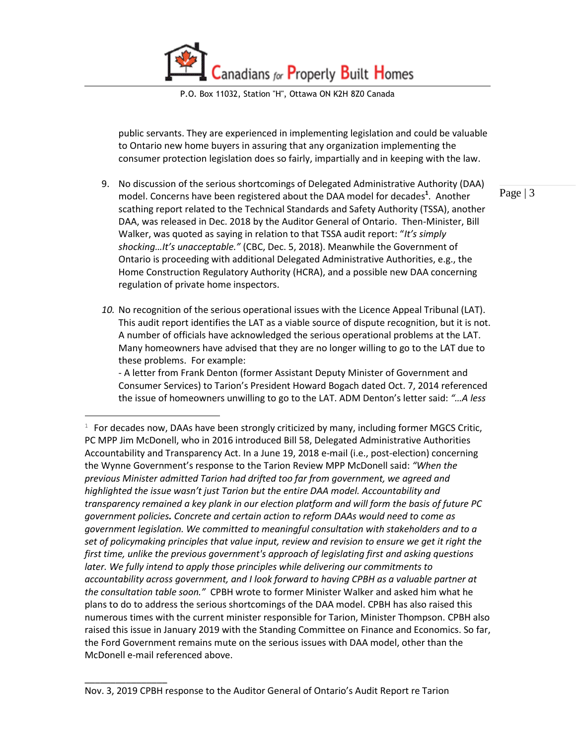public servants. They are experienced in implementing legislation and could be valuable to Ontario new home buyers in assuring that any organization implementing the consumer protection legislation does so fairly, impartially and in keeping with the law.

9. No discussion of the serious shortcomings of Delegated Administrative Authority (DAA) model. Concerns have been registered about the DAA model for decades[1]. Another scathing report related to the Technical Standards and Safety Authority (TSSA), another DAA, was released in Dec. 2018 by the Auditor General of Ontario. Then-Minister, Bill Walker, was quoted as saying in relation to that TSSA audit report: "*It's simply shocking…It's unacceptable.*" (CBC, Dec. 5, 2018). Meanwhile the Government of Ontario is proceeding with additional Delegated Administrative Authorities, e.g., the Home Construction Regulatory Authority (HCRA), and a possible new DAA concerning regulation of private home inspectors.

10. No recognition of the serious operational issues with the Licence Appeal Tribunal (LAT). This audit report identifies the LAT as a viable source of dispute recognition, but it is not. A number of officials have acknowledged the serious operational problems at the LAT. Many homeowners have advised that they are no longer willing to go to the LAT due to these problems. For example:
    - A letter from Frank Denton (former Assistant Deputy Minister of Government and Consumer Services) to Tarion's President Howard Bogach dated Oct. 7, 2014 referenced the issue of homeowners unwilling to go to the LAT. ADM Denton's letter said: *"…A less*

---

[1] For decades now, DAAs have been strongly criticized by many, including former MGCS Critic, PC MPP Jim McDonell, who in 2016 introduced Bill 58, Delegated Administrative Authorities Accountability and Transparency Act. In a June 19, 2018 e-mail (i.e., post-election) concerning the Wynne Government's response to the Tarion Review MPP McDonell said: *"When the previous Minister admitted Tarion had drifted too far from government, we agreed and highlighted the issue wasn't just Tarion but the entire DAA model. Accountability and transparency remained a key plank in our election platform and will form the basis of future PC government policies. Concrete and certain action to reform DAAs would need to come as government legislation. We committed to meaningful consultation with stakeholders and to a set of policymaking principles that value input, review and revision to ensure we get it right the first time, unlike the previous government's approach of legislating first and asking questions later. We fully intend to apply those principles while delivering our commitments to accountability across government, and I look forward to having CPBH as a valuable partner at the consultation table soon."* CPBH wrote to former Minister Walker and asked him what he plans to do to address the serious shortcomings of the DAA model. CPBH has also raised this numerous times with the current minister responsible for Tarion, Minister Thompson. CPBH also raised this issue in January 2019 with the Standing Committee on Finance and Economics. So far, the Ford Government remains mute on the serious issues with DAA model, other than the McDonell e-mail referenced above.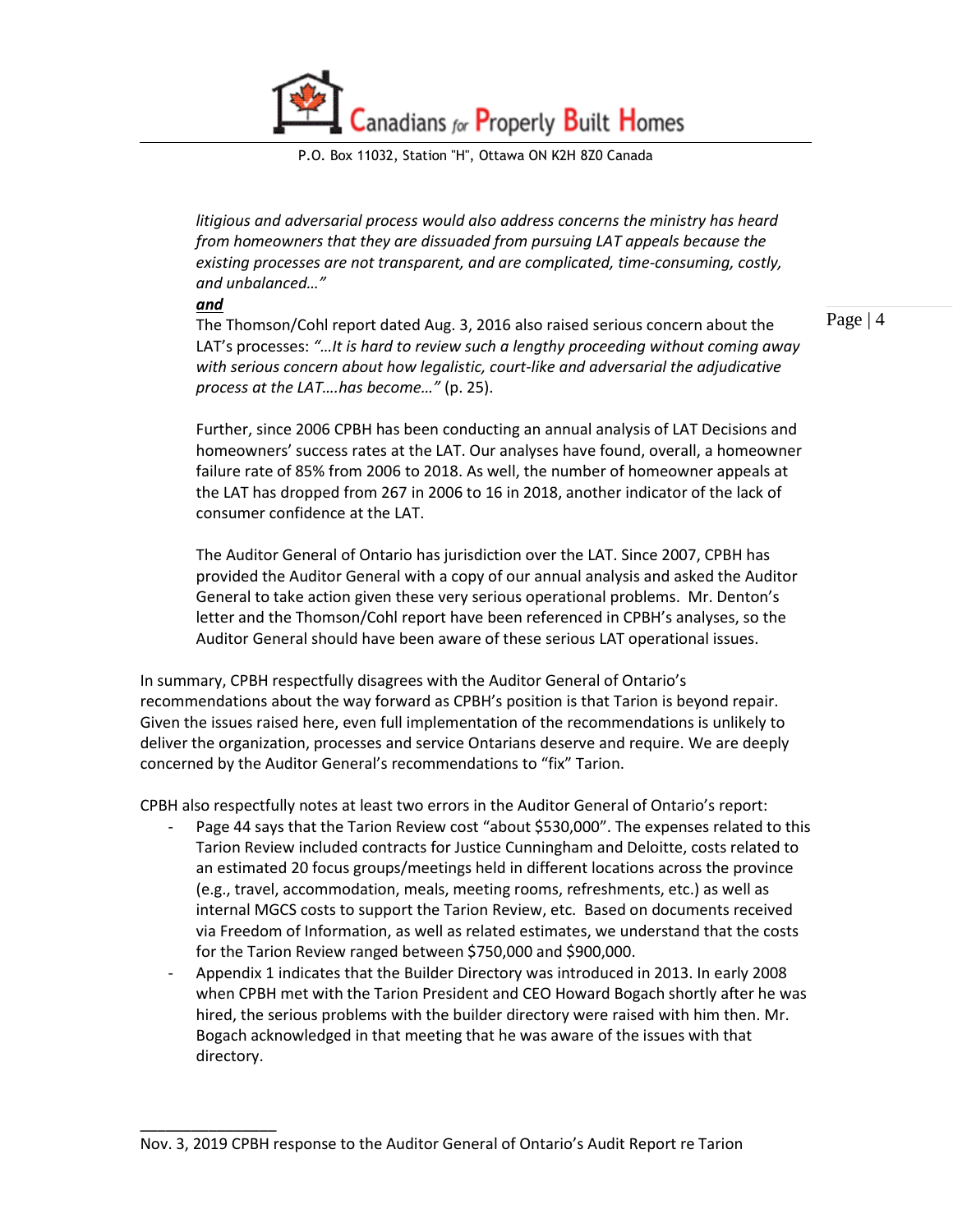*litigious and adversarial process would also address concerns the ministry has heard from homeowners that they are dissuaded from pursuing LAT appeals because the existing processes are not transparent, and are complicated, time-consuming, costly, and unbalanced…"*

***and***

The Thomson/Cohl report dated Aug. 3, 2016 also raised serious concern about the LAT's processes: *"…It is hard to review such a lengthy proceeding without coming away with serious concern about how legalistic, court-like and adversarial the adjudicative process at the LAT….has become…"* (p. 25).

Further, since 2006 CPBH has been conducting an annual analysis of LAT Decisions and homeowners' success rates at the LAT. Our analyses have found, overall, a homeowner failure rate of 85% from 2006 to 2018. As well, the number of homeowner appeals at the LAT has dropped from 267 in 2006 to 16 in 2018, another indicator of the lack of consumer confidence at the LAT.

The Auditor General of Ontario has jurisdiction over the LAT. Since 2007, CPBH has provided the Auditor General with a copy of our annual analysis and asked the Auditor General to take action given these very serious operational problems. Mr. Denton's letter and the Thomson/Cohl report have been referenced in CPBH's analyses, so the Auditor General should have been aware of these serious LAT operational issues.

In summary, CPBH respectfully disagrees with the Auditor General of Ontario's recommendations about the way forward as CPBH's position is that Tarion is beyond repair. Given the issues raised here, even full implementation of the recommendations is unlikely to deliver the organization, processes and service Ontarians deserve and require. We are deeply concerned by the Auditor General's recommendations to "fix" Tarion.

CPBH also respectfully notes at least two errors in the Auditor General of Ontario's report:

- Page 44 says that the Tarion Review cost "about $530,000". The expenses related to this Tarion Review included contracts for Justice Cunningham and Deloitte, costs related to an estimated 20 focus groups/meetings held in different locations across the province (e.g., travel, accommodation, meals, meeting rooms, refreshments, etc.) as well as internal MGCS costs to support the Tarion Review, etc. Based on documents received via Freedom of Information, as well as related estimates, we understand that the costs for the Tarion Review ranged between $750,000 and $900,000.
- Appendix 1 indicates that the Builder Directory was introduced in 2013. In early 2008 when CPBH met with the Tarion President and CEO Howard Bogach shortly after he was hired, the serious problems with the builder directory were raised with him then. Mr. Bogach acknowledged in that meeting that he was aware of the issues with that directory.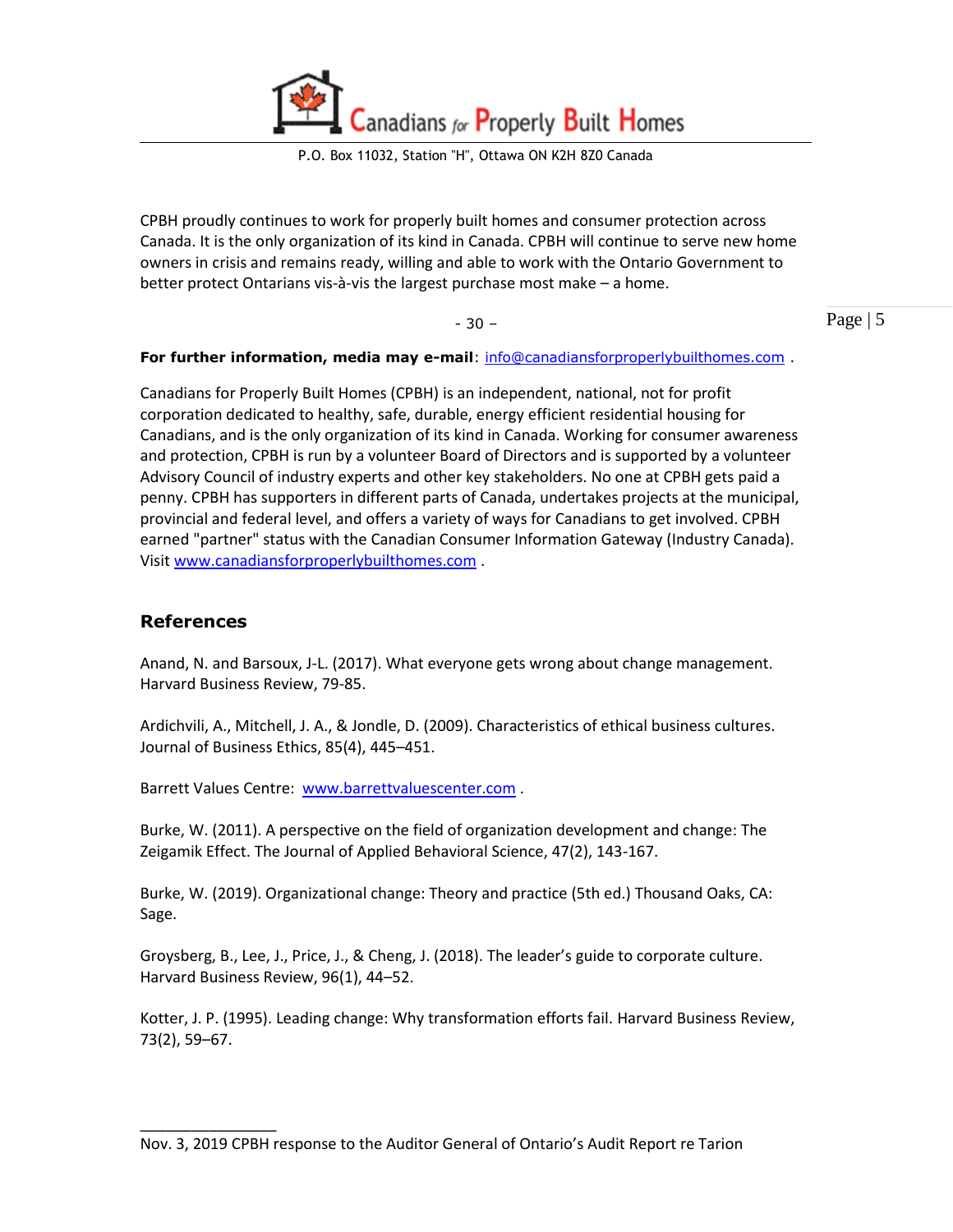CPBH proudly continues to work for properly built homes and consumer protection across Canada. It is the only organization of its kind in Canada. CPBH will continue to serve new home owners in crisis and remains ready, willing and able to work with the Ontario Government to better protect Ontarians vis-à-vis the largest purchase most make – a home.

- 30 –

**For further information, media may e-mail**: info@canadiansforproperlybuilthomes.com .

Canadians for Properly Built Homes (CPBH) is an independent, national, not for profit corporation dedicated to healthy, safe, durable, energy efficient residential housing for Canadians, and is the only organization of its kind in Canada. Working for consumer awareness and protection, CPBH is run by a volunteer Board of Directors and is supported by a volunteer Advisory Council of industry experts and other key stakeholders. No one at CPBH gets paid a penny. CPBH has supporters in different parts of Canada, undertakes projects at the municipal, provincial and federal level, and offers a variety of ways for Canadians to get involved. CPBH earned "partner" status with the Canadian Consumer Information Gateway (Industry Canada). Visit www.canadiansforproperlybuilthomes.com .

## References

Anand, N. and Barsoux, J-L. (2017). What everyone gets wrong about change management. Harvard Business Review, 79-85.

Ardichvili, A., Mitchell, J. A., & Jondle, D. (2009). Characteristics of ethical business cultures. Journal of Business Ethics, 85(4), 445–451.

Barrett Values Centre: www.barrettvaluescenter.com .

Burke, W. (2011). A perspective on the field of organization development and change: The Zeigamik Effect. The Journal of Applied Behavioral Science, 47(2), 143-167.

Burke, W. (2019). Organizational change: Theory and practice (5th ed.) Thousand Oaks, CA: Sage.

Groysberg, B., Lee, J., Price, J., & Cheng, J. (2018). The leader's guide to corporate culture. Harvard Business Review, 96(1), 44–52.

Kotter, J. P. (1995). Leading change: Why transformation efforts fail. Harvard Business Review, 73(2), 59–67.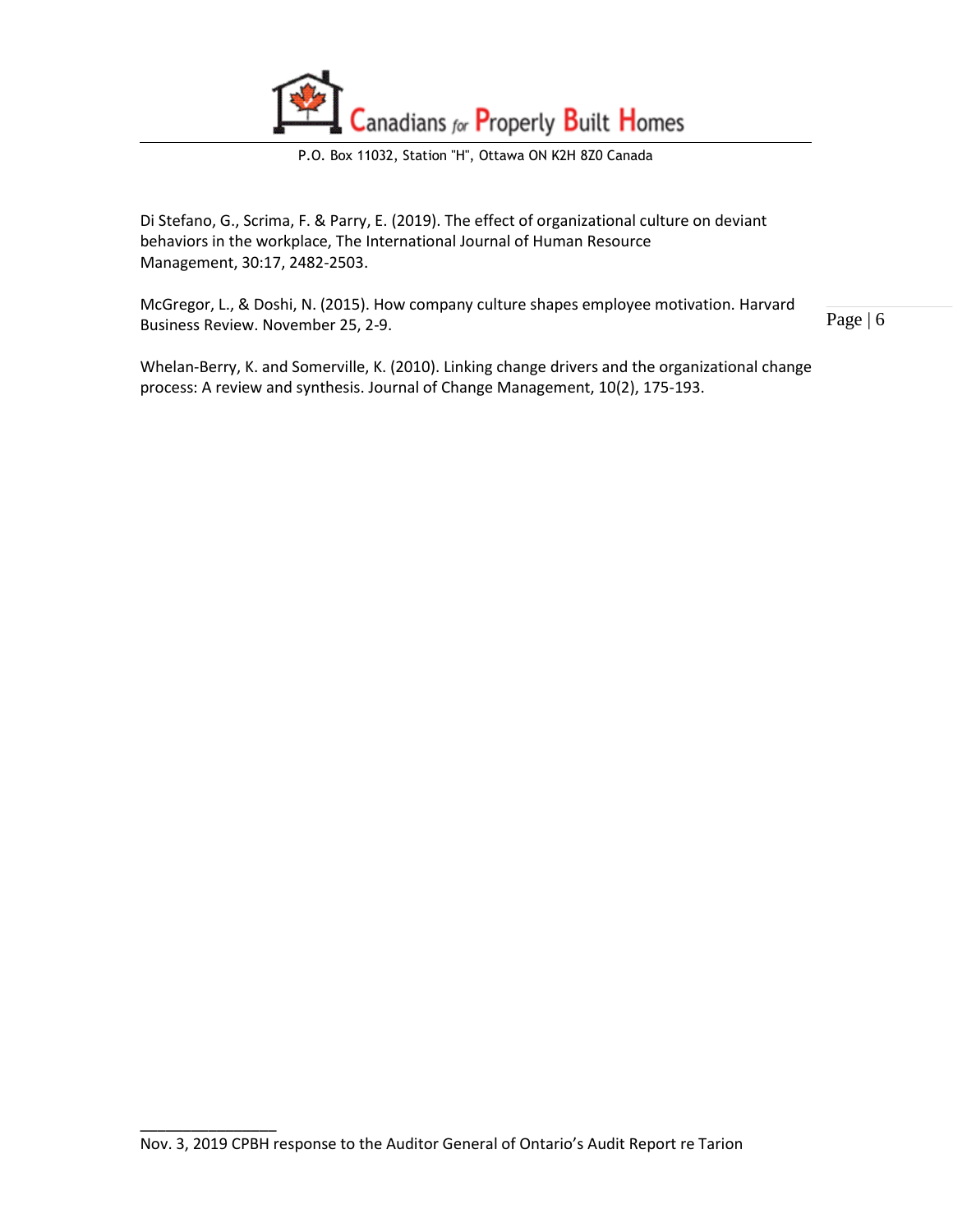Di Stefano, G., Scrima, F. & Parry, E. (2019). The effect of organizational culture on deviant behaviors in the workplace, The International Journal of Human Resource Management, 30:17, 2482-2503.

McGregor, L., & Doshi, N. (2015). How company culture shapes employee motivation. Harvard Business Review. November 25, 2-9.

Whelan-Berry, K. and Somerville, K. (2010). Linking change drivers and the organizational change process: A review and synthesis. Journal of Change Management, 10(2), 175-193.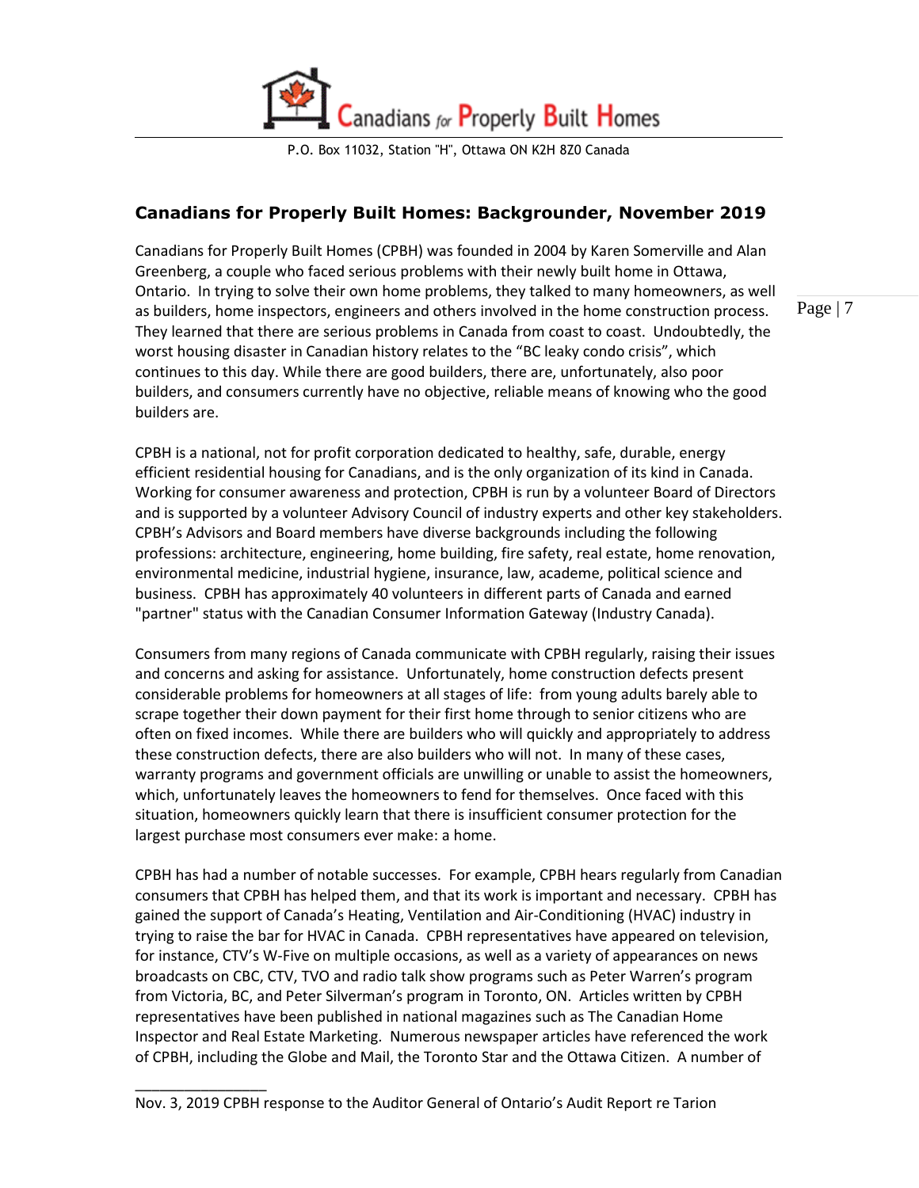Canadians for Properly Built Homes

P.O. Box 11032, Station "H", Ottawa ON K2H 8Z0 Canada

## Canadians for Properly Built Homes: Backgrounder, November 2019

Canadians for Properly Built Homes (CPBH) was founded in 2004 by Karen Somerville and Alan Greenberg, a couple who faced serious problems with their newly built home in Ottawa, Ontario. In trying to solve their own home problems, they talked to many homeowners, as well as builders, home inspectors, engineers and others involved in the home construction process. They learned that there are serious problems in Canada from coast to coast. Undoubtedly, the worst housing disaster in Canadian history relates to the "BC leaky condo crisis", which continues to this day. While there are good builders, there are, unfortunately, also poor builders, and consumers currently have no objective, reliable means of knowing who the good builders are.

CPBH is a national, not for profit corporation dedicated to healthy, safe, durable, energy efficient residential housing for Canadians, and is the only organization of its kind in Canada. Working for consumer awareness and protection, CPBH is run by a volunteer Board of Directors and is supported by a volunteer Advisory Council of industry experts and other key stakeholders. CPBH's Advisors and Board members have diverse backgrounds including the following professions: architecture, engineering, home building, fire safety, real estate, home renovation, environmental medicine, industrial hygiene, insurance, law, academe, political science and business. CPBH has approximately 40 volunteers in different parts of Canada and earned "partner" status with the Canadian Consumer Information Gateway (Industry Canada).

Consumers from many regions of Canada communicate with CPBH regularly, raising their issues and concerns and asking for assistance. Unfortunately, home construction defects present considerable problems for homeowners at all stages of life: from young adults barely able to scrape together their down payment for their first home through to senior citizens who are often on fixed incomes. While there are builders who will quickly and appropriately to address these construction defects, there are also builders who will not. In many of these cases, warranty programs and government officials are unwilling or unable to assist the homeowners, which, unfortunately leaves the homeowners to fend for themselves. Once faced with this situation, homeowners quickly learn that there is insufficient consumer protection for the largest purchase most consumers ever make: a home.

CPBH has had a number of notable successes. For example, CPBH hears regularly from Canadian consumers that CPBH has helped them, and that its work is important and necessary. CPBH has gained the support of Canada's Heating, Ventilation and Air-Conditioning (HVAC) industry in trying to raise the bar for HVAC in Canada. CPBH representatives have appeared on television, for instance, CTV's W-Five on multiple occasions, as well as a variety of appearances on news broadcasts on CBC, CTV, TVO and radio talk show programs such as Peter Warren's program from Victoria, BC, and Peter Silverman's program in Toronto, ON. Articles written by CPBH representatives have been published in national magazines such as The Canadian Home Inspector and Real Estate Marketing. Numerous newspaper articles have referenced the work of CPBH, including the Globe and Mail, the Toronto Star and the Ottawa Citizen. A number of

Nov. 3, 2019 CPBH response to the Auditor General of Ontario's Audit Report re Tarion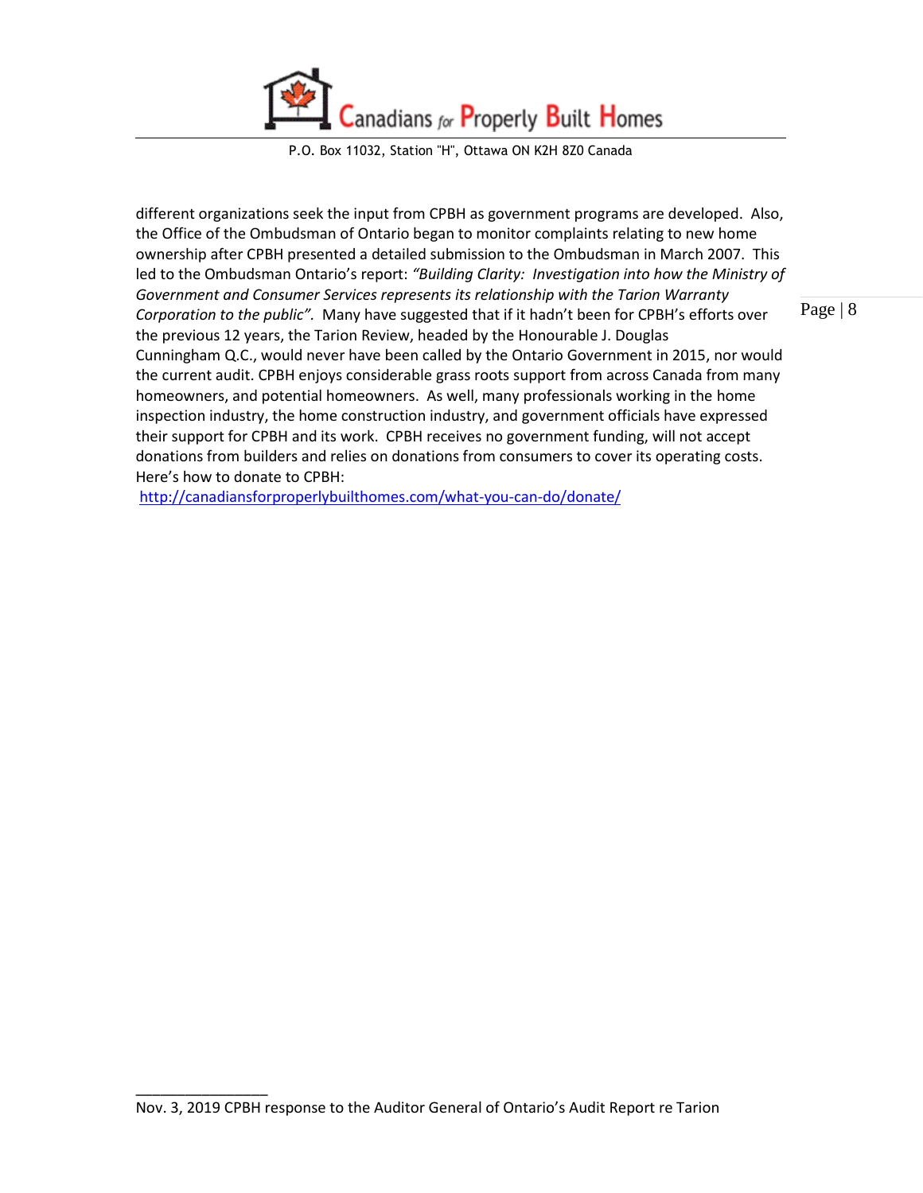different organizations seek the input from CPBH as government programs are developed. Also, the Office of the Ombudsman of Ontario began to monitor complaints relating to new home ownership after CPBH presented a detailed submission to the Ombudsman in March 2007. This led to the Ombudsman Ontario's report: *"Building Clarity: Investigation into how the Ministry of Government and Consumer Services represents its relationship with the Tarion Warranty Corporation to the public".* Many have suggested that if it hadn't been for CPBH's efforts over the previous 12 years, the Tarion Review, headed by the Honourable J. Douglas Cunningham Q.C., would never have been called by the Ontario Government in 2015, nor would the current audit. CPBH enjoys considerable grass roots support from across Canada from many homeowners, and potential homeowners. As well, many professionals working in the home inspection industry, the home construction industry, and government officials have expressed their support for CPBH and its work. CPBH receives no government funding, will not accept donations from builders and relies on donations from consumers to cover its operating costs. Here's how to donate to CPBH:

http://canadiansforproperlybuilthomes.com/what-you-can-do/donate/